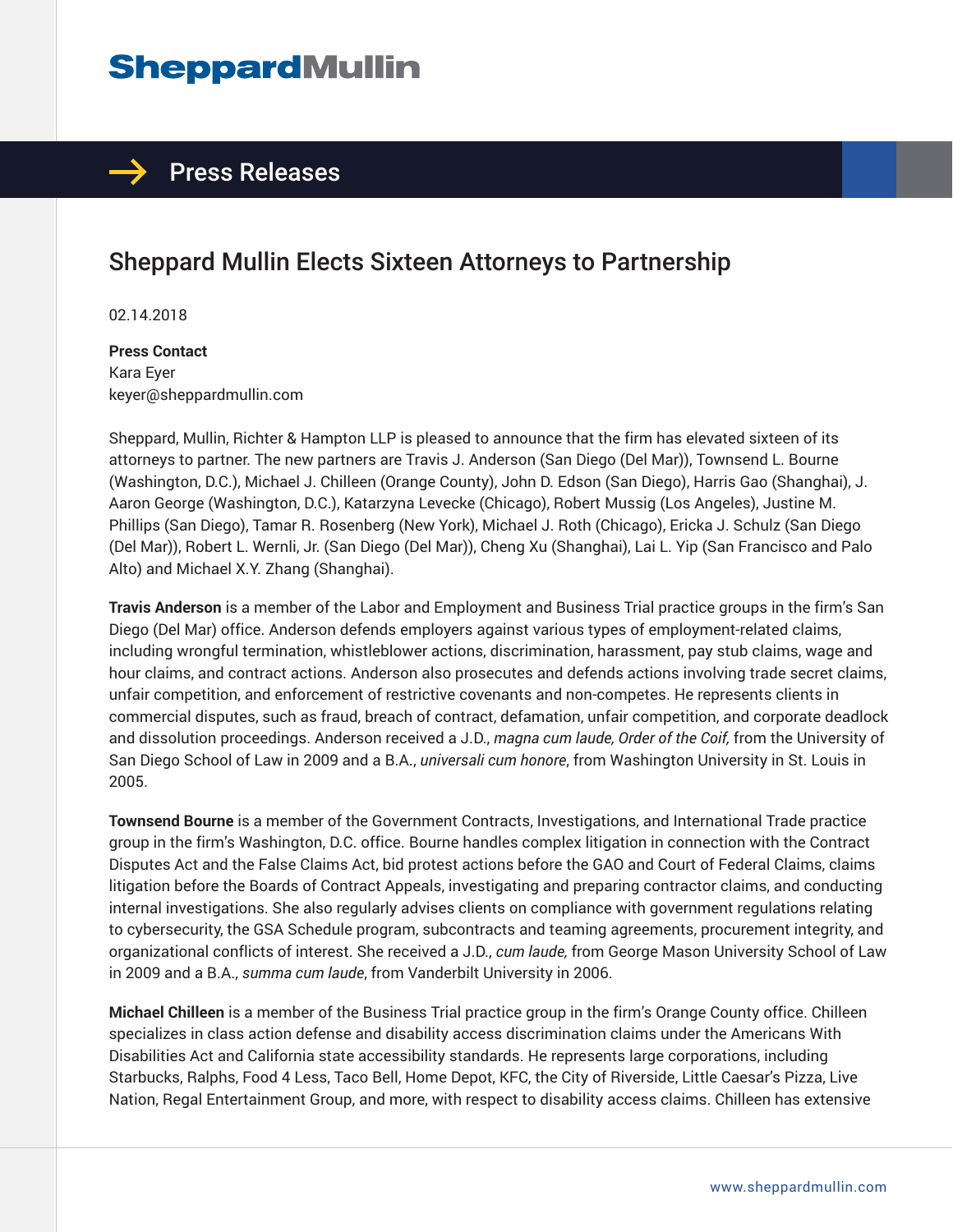# Sheppard Mullin

## Press Releases

# Sheppard Mullin Elects Sixteen Attorneys to Partnership

02.14.2018

**Press Contact**
Kara Eyer
keyer@sheppardmullin.com

Sheppard, Mullin, Richter & Hampton LLP is pleased to announce that the firm has elevated sixteen of its attorneys to partner. The new partners are Travis J. Anderson (San Diego (Del Mar)), Townsend L. Bourne (Washington, D.C.), Michael J. Chilleen (Orange County), John D. Edson (San Diego), Harris Gao (Shanghai), J. Aaron George (Washington, D.C.), Katarzyna Levecke (Chicago), Robert Mussig (Los Angeles), Justine M. Phillips (San Diego), Tamar R. Rosenberg (New York), Michael J. Roth (Chicago), Ericka J. Schulz (San Diego (Del Mar)), Robert L. Wernli, Jr. (San Diego (Del Mar)), Cheng Xu (Shanghai), Lai L. Yip (San Francisco and Palo Alto) and Michael X.Y. Zhang (Shanghai).

**Travis Anderson** is a member of the Labor and Employment and Business Trial practice groups in the firm's San Diego (Del Mar) office. Anderson defends employers against various types of employment-related claims, including wrongful termination, whistleblower actions, discrimination, harassment, pay stub claims, wage and hour claims, and contract actions. Anderson also prosecutes and defends actions involving trade secret claims, unfair competition, and enforcement of restrictive covenants and non-competes. He represents clients in commercial disputes, such as fraud, breach of contract, defamation, unfair competition, and corporate deadlock and dissolution proceedings. Anderson received a J.D., *magna cum laude, Order of the Coif,* from the University of San Diego School of Law in 2009 and a B.A., *universali cum honore*, from Washington University in St. Louis in 2005.

**Townsend Bourne** is a member of the Government Contracts, Investigations, and International Trade practice group in the firm's Washington, D.C. office. Bourne handles complex litigation in connection with the Contract Disputes Act and the False Claims Act, bid protest actions before the GAO and Court of Federal Claims, claims litigation before the Boards of Contract Appeals, investigating and preparing contractor claims, and conducting internal investigations. She also regularly advises clients on compliance with government regulations relating to cybersecurity, the GSA Schedule program, subcontracts and teaming agreements, procurement integrity, and organizational conflicts of interest. She received a J.D., *cum laude,* from George Mason University School of Law in 2009 and a B.A., *summa cum laude*, from Vanderbilt University in 2006.

**Michael Chilleen** is a member of the Business Trial practice group in the firm's Orange County office. Chilleen specializes in class action defense and disability access discrimination claims under the Americans With Disabilities Act and California state accessibility standards. He represents large corporations, including Starbucks, Ralphs, Food 4 Less, Taco Bell, Home Depot, KFC, the City of Riverside, Little Caesar's Pizza, Live Nation, Regal Entertainment Group, and more, with respect to disability access claims. Chilleen has extensive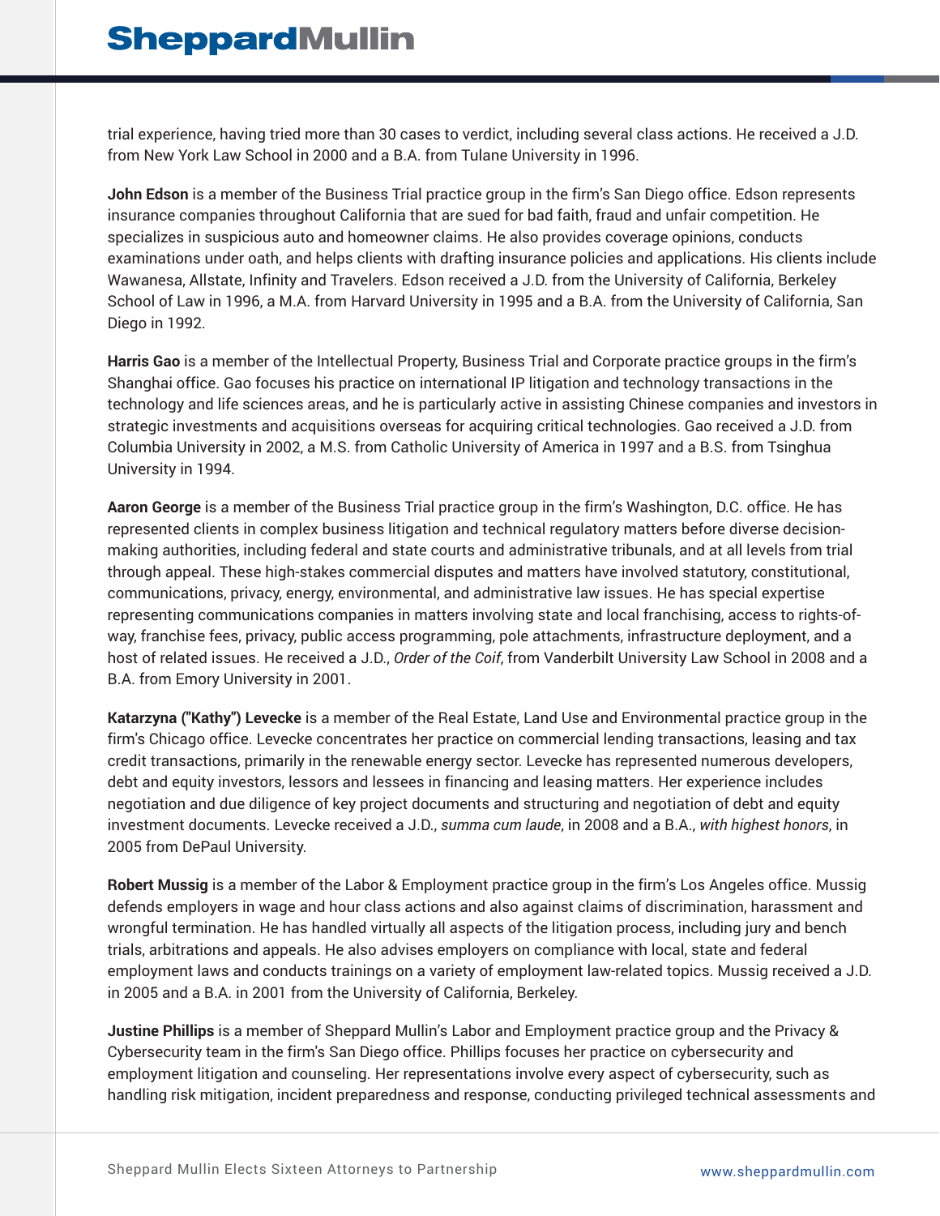trial experience, having tried more than 30 cases to verdict, including several class actions. He received a J.D. from New York Law School in 2000 and a B.A. from Tulane University in 1996.

**John Edson** is a member of the Business Trial practice group in the firm's San Diego office. Edson represents insurance companies throughout California that are sued for bad faith, fraud and unfair competition. He specializes in suspicious auto and homeowner claims. He also provides coverage opinions, conducts examinations under oath, and helps clients with drafting insurance policies and applications. His clients include Wawanesa, Allstate, Infinity and Travelers. Edson received a J.D. from the University of California, Berkeley School of Law in 1996, a M.A. from Harvard University in 1995 and a B.A. from the University of California, San Diego in 1992.

**Harris Gao** is a member of the Intellectual Property, Business Trial and Corporate practice groups in the firm's Shanghai office. Gao focuses his practice on international IP litigation and technology transactions in the technology and life sciences areas, and he is particularly active in assisting Chinese companies and investors in strategic investments and acquisitions overseas for acquiring critical technologies. Gao received a J.D. from Columbia University in 2002, a M.S. from Catholic University of America in 1997 and a B.S. from Tsinghua University in 1994.

**Aaron George** is a member of the Business Trial practice group in the firm's Washington, D.C. office. He has represented clients in complex business litigation and technical regulatory matters before diverse decision-making authorities, including federal and state courts and administrative tribunals, and at all levels from trial through appeal. These high-stakes commercial disputes and matters have involved statutory, constitutional, communications, privacy, energy, environmental, and administrative law issues. He has special expertise representing communications companies in matters involving state and local franchising, access to rights-of-way, franchise fees, privacy, public access programming, pole attachments, infrastructure deployment, and a host of related issues. He received a J.D., *Order of the Coif*, from Vanderbilt University Law School in 2008 and a B.A. from Emory University in 2001.

**Katarzyna ("Kathy") Levecke** is a member of the Real Estate, Land Use and Environmental practice group in the firm's Chicago office. Levecke concentrates her practice on commercial lending transactions, leasing and tax credit transactions, primarily in the renewable energy sector. Levecke has represented numerous developers, debt and equity investors, lessors and lessees in financing and leasing matters. Her experience includes negotiation and due diligence of key project documents and structuring and negotiation of debt and equity investment documents. Levecke received a J.D., *summa cum laude*, in 2008 and a B.A., *with highest honors*, in 2005 from DePaul University.

**Robert Mussig** is a member of the Labor & Employment practice group in the firm's Los Angeles office. Mussig defends employers in wage and hour class actions and also against claims of discrimination, harassment and wrongful termination. He has handled virtually all aspects of the litigation process, including jury and bench trials, arbitrations and appeals. He also advises employers on compliance with local, state and federal employment laws and conducts trainings on a variety of employment law-related topics. Mussig received a J.D. in 2005 and a B.A. in 2001 from the University of California, Berkeley.

**Justine Phillips** is a member of Sheppard Mullin's Labor and Employment practice group and the Privacy & Cybersecurity team in the firm's San Diego office. Phillips focuses her practice on cybersecurity and employment litigation and counseling. Her representations involve every aspect of cybersecurity, such as handling risk mitigation, incident preparedness and response, conducting privileged technical assessments and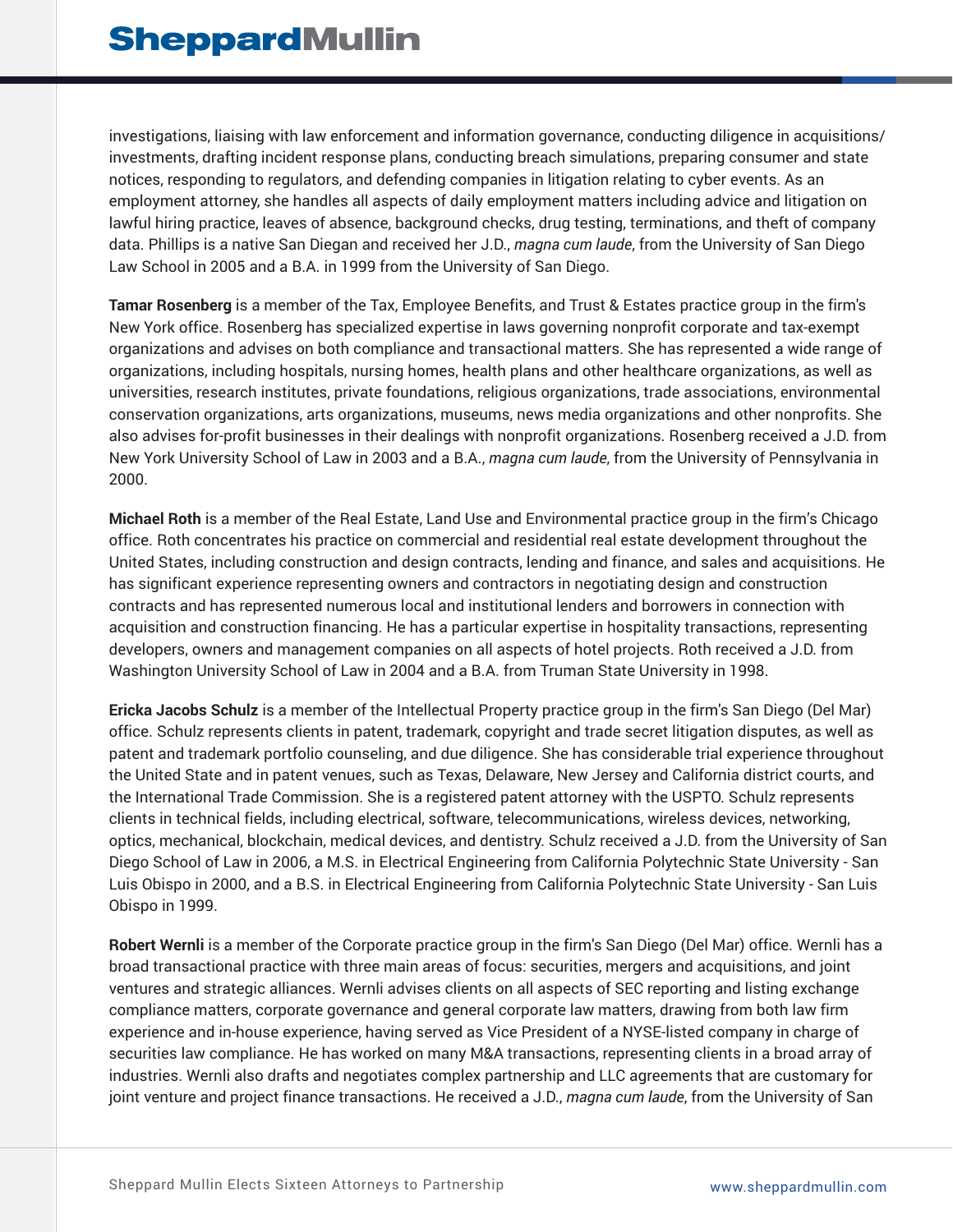investigations, liaising with law enforcement and information governance, conducting diligence in acquisitions/investments, drafting incident response plans, conducting breach simulations, preparing consumer and state notices, responding to regulators, and defending companies in litigation relating to cyber events. As an employment attorney, she handles all aspects of daily employment matters including advice and litigation on lawful hiring practice, leaves of absence, background checks, drug testing, terminations, and theft of company data. Phillips is a native San Diegan and received her J.D., *magna cum laude*, from the University of San Diego Law School in 2005 and a B.A. in 1999 from the University of San Diego.

**Tamar Rosenberg** is a member of the Tax, Employee Benefits, and Trust & Estates practice group in the firm's New York office. Rosenberg has specialized expertise in laws governing nonprofit corporate and tax-exempt organizations and advises on both compliance and transactional matters. She has represented a wide range of organizations, including hospitals, nursing homes, health plans and other healthcare organizations, as well as universities, research institutes, private foundations, religious organizations, trade associations, environmental conservation organizations, arts organizations, museums, news media organizations and other nonprofits. She also advises for-profit businesses in their dealings with nonprofit organizations. Rosenberg received a J.D. from New York University School of Law in 2003 and a B.A., *magna cum laude*, from the University of Pennsylvania in 2000.

**Michael Roth** is a member of the Real Estate, Land Use and Environmental practice group in the firm's Chicago office. Roth concentrates his practice on commercial and residential real estate development throughout the United States, including construction and design contracts, lending and finance, and sales and acquisitions. He has significant experience representing owners and contractors in negotiating design and construction contracts and has represented numerous local and institutional lenders and borrowers in connection with acquisition and construction financing. He has a particular expertise in hospitality transactions, representing developers, owners and management companies on all aspects of hotel projects. Roth received a J.D. from Washington University School of Law in 2004 and a B.A. from Truman State University in 1998.

**Ericka Jacobs Schulz** is a member of the Intellectual Property practice group in the firm's San Diego (Del Mar) office. Schulz represents clients in patent, trademark, copyright and trade secret litigation disputes, as well as patent and trademark portfolio counseling, and due diligence. She has considerable trial experience throughout the United State and in patent venues, such as Texas, Delaware, New Jersey and California district courts, and the International Trade Commission. She is a registered patent attorney with the USPTO. Schulz represents clients in technical fields, including electrical, software, telecommunications, wireless devices, networking, optics, mechanical, blockchain, medical devices, and dentistry. Schulz received a J.D. from the University of San Diego School of Law in 2006, a M.S. in Electrical Engineering from California Polytechnic State University - San Luis Obispo in 2000, and a B.S. in Electrical Engineering from California Polytechnic State University - San Luis Obispo in 1999.

**Robert Wernli** is a member of the Corporate practice group in the firm's San Diego (Del Mar) office. Wernli has a broad transactional practice with three main areas of focus: securities, mergers and acquisitions, and joint ventures and strategic alliances. Wernli advises clients on all aspects of SEC reporting and listing exchange compliance matters, corporate governance and general corporate law matters, drawing from both law firm experience and in-house experience, having served as Vice President of a NYSE-listed company in charge of securities law compliance. He has worked on many M&A transactions, representing clients in a broad array of industries. Wernli also drafts and negotiates complex partnership and LLC agreements that are customary for joint venture and project finance transactions. He received a J.D., *magna cum laude*, from the University of San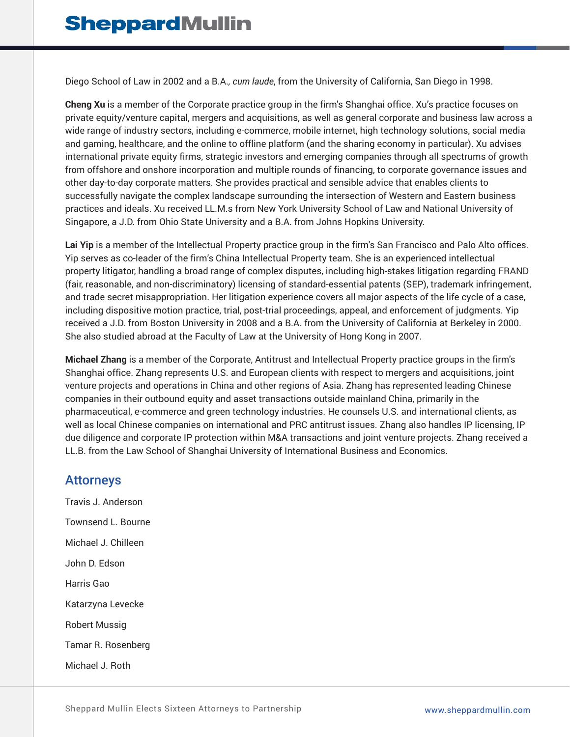Diego School of Law in 2002 and a B.A.*, cum laude*, from the University of California, San Diego in 1998.

**Cheng Xu** is a member of the Corporate practice group in the firm's Shanghai office. Xu's practice focuses on private equity/venture capital, mergers and acquisitions, as well as general corporate and business law across a wide range of industry sectors, including e-commerce, mobile internet, high technology solutions, social media and gaming, healthcare, and the online to offline platform (and the sharing economy in particular). Xu advises international private equity firms, strategic investors and emerging companies through all spectrums of growth from offshore and onshore incorporation and multiple rounds of financing, to corporate governance issues and other day-to-day corporate matters. She provides practical and sensible advice that enables clients to successfully navigate the complex landscape surrounding the intersection of Western and Eastern business practices and ideals. Xu received LL.M.s from New York University School of Law and National University of Singapore, a J.D. from Ohio State University and a B.A. from Johns Hopkins University.

**Lai Yip** is a member of the Intellectual Property practice group in the firm's San Francisco and Palo Alto offices. Yip serves as co-leader of the firm's China Intellectual Property team. She is an experienced intellectual property litigator, handling a broad range of complex disputes, including high-stakes litigation regarding FRAND (fair, reasonable, and non-discriminatory) licensing of standard-essential patents (SEP), trademark infringement, and trade secret misappropriation. Her litigation experience covers all major aspects of the life cycle of a case, including dispositive motion practice, trial, post-trial proceedings, appeal, and enforcement of judgments. Yip received a J.D. from Boston University in 2008 and a B.A. from the University of California at Berkeley in 2000. She also studied abroad at the Faculty of Law at the University of Hong Kong in 2007.

**Michael Zhang** is a member of the Corporate, Antitrust and Intellectual Property practice groups in the firm's Shanghai office. Zhang represents U.S. and European clients with respect to mergers and acquisitions, joint venture projects and operations in China and other regions of Asia. Zhang has represented leading Chinese companies in their outbound equity and asset transactions outside mainland China, primarily in the pharmaceutical, e-commerce and green technology industries. He counsels U.S. and international clients, as well as local Chinese companies on international and PRC antitrust issues. Zhang also handles IP licensing, IP due diligence and corporate IP protection within M&A transactions and joint venture projects. Zhang received a LL.B. from the Law School of Shanghai University of International Business and Economics.

## Attorneys

Travis J. Anderson

Townsend L. Bourne

Michael J. Chilleen

John D. Edson

Harris Gao

Katarzyna Levecke

Robert Mussig

Tamar R. Rosenberg

Michael J. Roth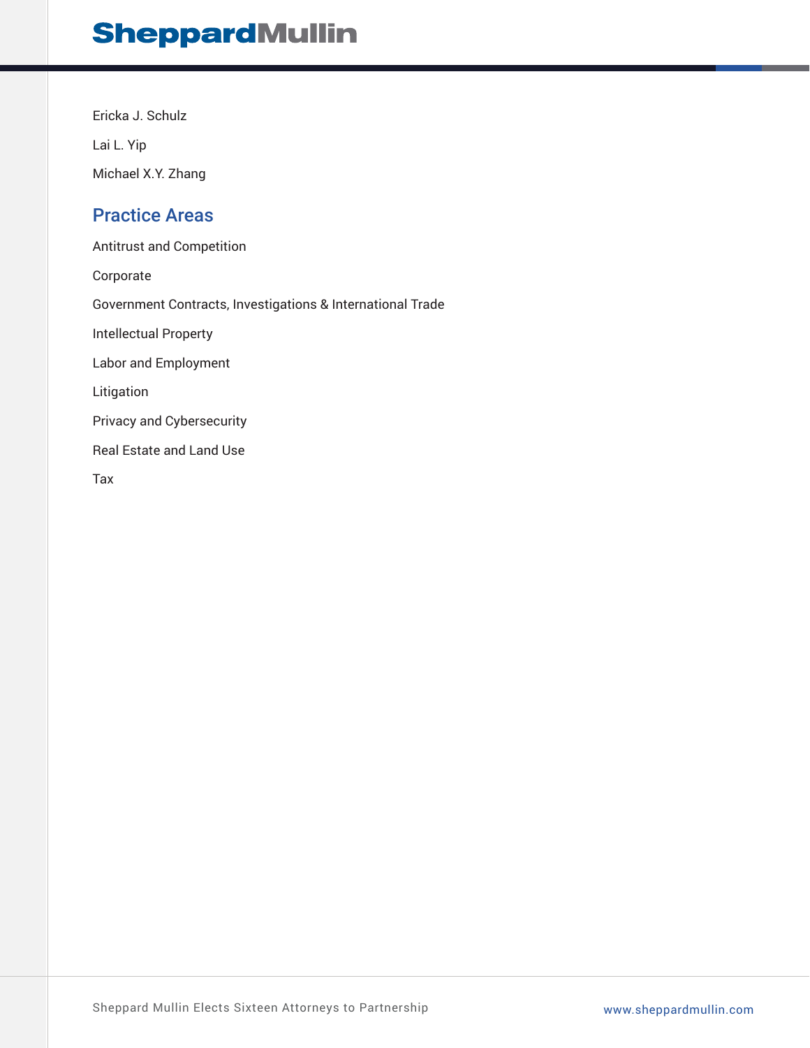Ericka J. Schulz

Lai L. Yip

Michael X.Y. Zhang

## Practice Areas

Antitrust and Competition

Corporate

Government Contracts, Investigations & International Trade

Intellectual Property

Labor and Employment

Litigation

Privacy and Cybersecurity

Real Estate and Land Use

Tax